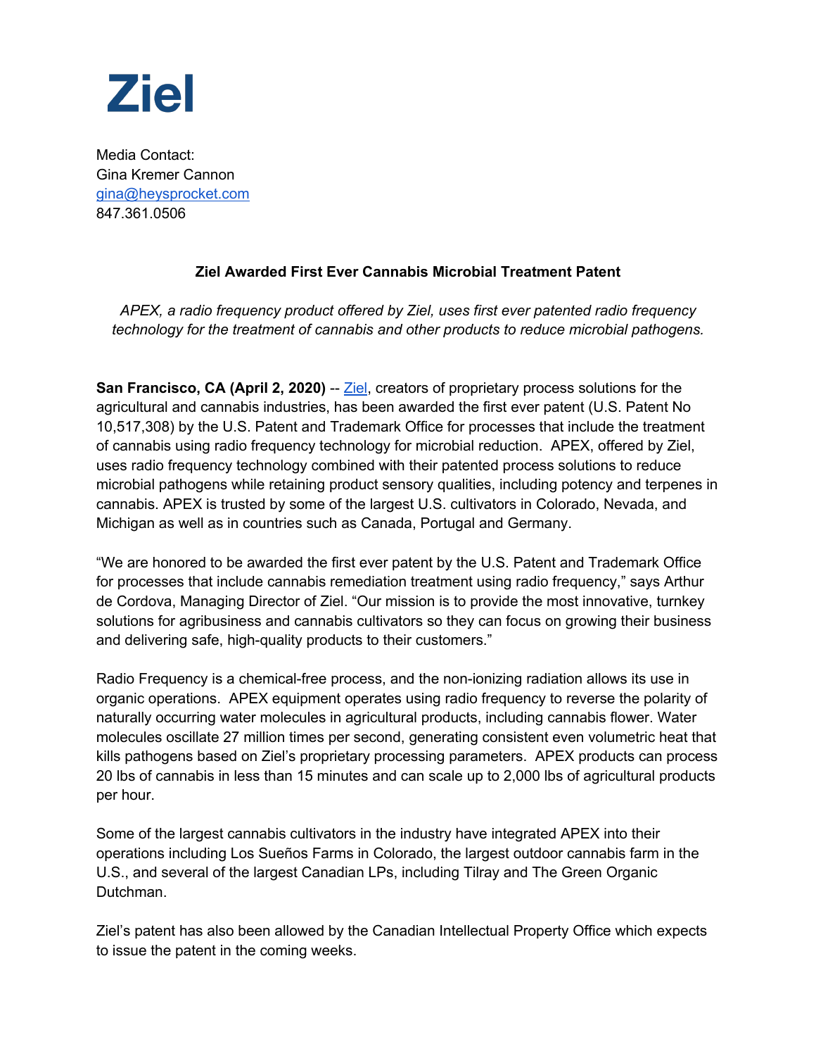# Ziel

Media Contact:
Gina Kremer Cannon
gina@heysprocket.com
847.361.0506

**Ziel Awarded First Ever Cannabis Microbial Treatment Patent**

*APEX, a radio frequency product offered by Ziel, uses first ever patented radio frequency technology for the treatment of cannabis and other products to reduce microbial pathogens.*

**San Francisco, CA (April 2, 2020)** -- Ziel, creators of proprietary process solutions for the agricultural and cannabis industries, has been awarded the first ever patent (U.S. Patent No 10,517,308) by the U.S. Patent and Trademark Office for processes that include the treatment of cannabis using radio frequency technology for microbial reduction. APEX, offered by Ziel, uses radio frequency technology combined with their patented process solutions to reduce microbial pathogens while retaining product sensory qualities, including potency and terpenes in cannabis. APEX is trusted by some of the largest U.S. cultivators in Colorado, Nevada, and Michigan as well as in countries such as Canada, Portugal and Germany.

"We are honored to be awarded the first ever patent by the U.S. Patent and Trademark Office for processes that include cannabis remediation treatment using radio frequency," says Arthur de Cordova, Managing Director of Ziel. "Our mission is to provide the most innovative, turnkey solutions for agribusiness and cannabis cultivators so they can focus on growing their business and delivering safe, high-quality products to their customers."

Radio Frequency is a chemical-free process, and the non-ionizing radiation allows its use in organic operations. APEX equipment operates using radio frequency to reverse the polarity of naturally occurring water molecules in agricultural products, including cannabis flower. Water molecules oscillate 27 million times per second, generating consistent even volumetric heat that kills pathogens based on Ziel's proprietary processing parameters. APEX products can process 20 lbs of cannabis in less than 15 minutes and can scale up to 2,000 lbs of agricultural products per hour.

Some of the largest cannabis cultivators in the industry have integrated APEX into their operations including Los Sueños Farms in Colorado, the largest outdoor cannabis farm in the U.S., and several of the largest Canadian LPs, including Tilray and The Green Organic Dutchman.

Ziel's patent has also been allowed by the Canadian Intellectual Property Office which expects to issue the patent in the coming weeks.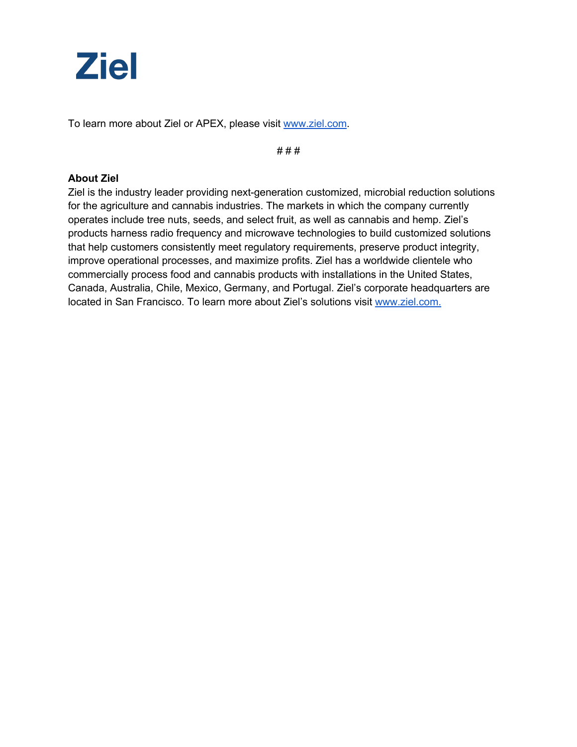Ziel

To learn more about Ziel or APEX, please visit [www.ziel.com](http://www.ziel.com).

# # #

**About Ziel**

Ziel is the industry leader providing next-generation customized, microbial reduction solutions for the agriculture and cannabis industries. The markets in which the company currently operates include tree nuts, seeds, and select fruit, as well as cannabis and hemp. Ziel's products harness radio frequency and microwave technologies to build customized solutions that help customers consistently meet regulatory requirements, preserve product integrity, improve operational processes, and maximize profits. Ziel has a worldwide clientele who commercially process food and cannabis products with installations in the United States, Canada, Australia, Chile, Mexico, Germany, and Portugal. Ziel's corporate headquarters are located in San Francisco. To learn more about Ziel's solutions visit [www.ziel.com.](http://www.ziel.com)